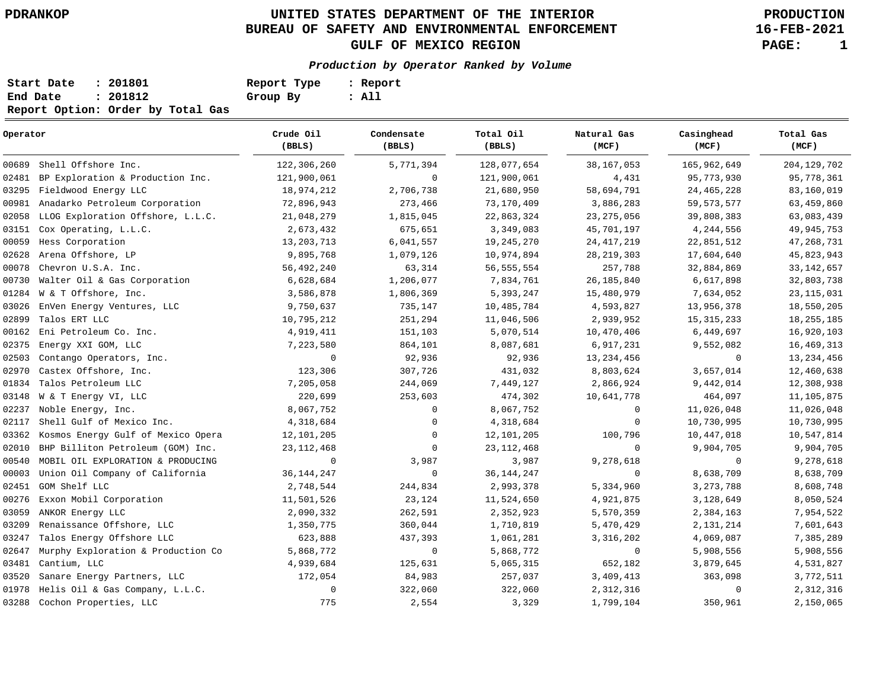PDRANKOP

# UNITED STATES DEPARTMENT OF THE INTERIOR
## BUREAU OF SAFETY AND ENVIRONMENTAL ENFORCEMENT
## GULF OF MEXICO REGION

PRODUCTION
16-FEB-2021

***Production by Operator Ranked by Volume***

**Start Date : 201801** **Report Type : Report**
**End Date : 201812** **Group By : All**
**Report Option: Order by Total Gas**

| Operator | Crude Oil (BBLS) | Condensate (BBLS) | Total Oil (BBLS) | Natural Gas (MCF) | Casinghead (MCF) | Total Gas (MCF) |
|---|---|---|---|---|---|---|
| 00689 Shell Offshore Inc. | 122,306,260 | 5,771,394 | 128,077,654 | 38,167,053 | 165,962,649 | 204,129,702 |
| 02481 BP Exploration & Production Inc. | 121,900,061 | 0 | 121,900,061 | 4,431 | 95,773,930 | 95,778,361 |
| 03295 Fieldwood Energy LLC | 18,974,212 | 2,706,738 | 21,680,950 | 58,694,791 | 24,465,228 | 83,160,019 |
| 00981 Anadarko Petroleum Corporation | 72,896,943 | 273,466 | 73,170,409 | 3,886,283 | 59,573,577 | 63,459,860 |
| 02058 LLOG Exploration Offshore, L.L.C. | 21,048,279 | 1,815,045 | 22,863,324 | 23,275,056 | 39,808,383 | 63,083,439 |
| 03151 Cox Operating, L.L.C. | 2,673,432 | 675,651 | 3,349,083 | 45,701,197 | 4,244,556 | 49,945,753 |
| 00059 Hess Corporation | 13,203,713 | 6,041,557 | 19,245,270 | 24,417,219 | 22,851,512 | 47,268,731 |
| 02628 Arena Offshore, LP | 9,895,768 | 1,079,126 | 10,974,894 | 28,219,303 | 17,604,640 | 45,823,943 |
| 00078 Chevron U.S.A. Inc. | 56,492,240 | 63,314 | 56,555,554 | 257,788 | 32,884,869 | 33,142,657 |
| 00730 Walter Oil & Gas Corporation | 6,628,684 | 1,206,077 | 7,834,761 | 26,185,840 | 6,617,898 | 32,803,738 |
| 01284 W & T Offshore, Inc. | 3,586,878 | 1,806,369 | 5,393,247 | 15,480,979 | 7,634,052 | 23,115,031 |
| 03026 EnVen Energy Ventures, LLC | 9,750,637 | 735,147 | 10,485,784 | 4,593,827 | 13,956,378 | 18,550,205 |
| 02899 Talos ERT LLC | 10,795,212 | 251,294 | 11,046,506 | 2,939,952 | 15,315,233 | 18,255,185 |
| 00162 Eni Petroleum Co. Inc. | 4,919,411 | 151,103 | 5,070,514 | 10,470,406 | 6,449,697 | 16,920,103 |
| 02375 Energy XXI GOM, LLC | 7,223,580 | 864,101 | 8,087,681 | 6,917,231 | 9,552,082 | 16,469,313 |
| 02503 Contango Operators, Inc. | 0 | 92,936 | 92,936 | 13,234,456 | 0 | 13,234,456 |
| 02970 Castex Offshore, Inc. | 123,306 | 307,726 | 431,032 | 8,803,624 | 3,657,014 | 12,460,638 |
| 01834 Talos Petroleum LLC | 7,205,058 | 244,069 | 7,449,127 | 2,866,924 | 9,442,014 | 12,308,938 |
| 03148 W & T Energy VI, LLC | 220,699 | 253,603 | 474,302 | 10,641,778 | 464,097 | 11,105,875 |
| 02237 Noble Energy, Inc. | 8,067,752 | 0 | 8,067,752 | 0 | 11,026,048 | 11,026,048 |
| 02117 Shell Gulf of Mexico Inc. | 4,318,684 | 0 | 4,318,684 | 0 | 10,730,995 | 10,730,995 |
| 03362 Kosmos Energy Gulf of Mexico Opera | 12,101,205 | 0 | 12,101,205 | 100,796 | 10,447,018 | 10,547,814 |
| 02010 BHP Billiton Petroleum (GOM) Inc. | 23,112,468 | 0 | 23,112,468 | 0 | 9,904,705 | 9,904,705 |
| 00540 MOBIL OIL EXPLORATION & PRODUCING | 0 | 3,987 | 3,987 | 9,278,618 | 0 | 9,278,618 |
| 00003 Union Oil Company of California | 36,144,247 | 0 | 36,144,247 | 0 | 8,638,709 | 8,638,709 |
| 02451 GOM Shelf LLC | 2,748,544 | 244,834 | 2,993,378 | 5,334,960 | 3,273,788 | 8,608,748 |
| 00276 Exxon Mobil Corporation | 11,501,526 | 23,124 | 11,524,650 | 4,921,875 | 3,128,649 | 8,050,524 |
| 03059 ANKOR Energy LLC | 2,090,332 | 262,591 | 2,352,923 | 5,570,359 | 2,384,163 | 7,954,522 |
| 03209 Renaissance Offshore, LLC | 1,350,775 | 360,044 | 1,710,819 | 5,470,429 | 2,131,214 | 7,601,643 |
| 03247 Talos Energy Offshore LLC | 623,888 | 437,393 | 1,061,281 | 3,316,202 | 4,069,087 | 7,385,289 |
| 02647 Murphy Exploration & Production Co | 5,868,772 | 0 | 5,868,772 | 0 | 5,908,556 | 5,908,556 |
| 03481 Cantium, LLC | 4,939,684 | 125,631 | 5,065,315 | 652,182 | 3,879,645 | 4,531,827 |
| 03520 Sanare Energy Partners, LLC | 172,054 | 84,983 | 257,037 | 3,409,413 | 363,098 | 3,772,511 |
| 01978 Helis Oil & Gas Company, L.L.C. | 0 | 322,060 | 322,060 | 2,312,316 | 0 | 2,312,316 |
| 03288 Cochon Properties, LLC | 775 | 2,554 | 3,329 | 1,799,104 | 350,961 | 2,150,065 |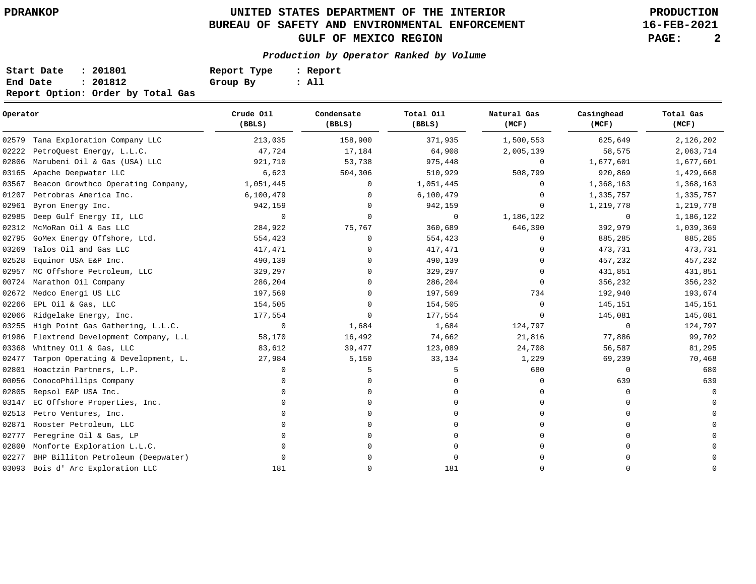PDRANKOP

# UNITED STATES DEPARTMENT OF THE INTERIOR
## BUREAU OF SAFETY AND ENVIRONMENTAL ENFORCEMENT
## GULF OF MEXICO REGION

PRODUCTION
16-FEB-2021

***Production by Operator Ranked by Volume***

**Start Date : 201801** **Report Type : Report**
**End Date : 201812** **Group By : All**
**Report Option: Order by Total Gas**

| Operator | Crude Oil (BBLS) | Condensate (BBLS) | Total Oil (BBLS) | Natural Gas (MCF) | Casinghead (MCF) | Total Gas (MCF) |
|---|---|---|---|---|---|---|
| 02579 Tana Exploration Company LLC | 213,035 | 158,900 | 371,935 | 1,500,553 | 625,649 | 2,126,202 |
| 02222 PetroQuest Energy, L.L.C. | 47,724 | 17,184 | 64,908 | 2,005,139 | 58,575 | 2,063,714 |
| 02806 Marubeni Oil & Gas (USA) LLC | 921,710 | 53,738 | 975,448 | 0 | 1,677,601 | 1,677,601 |
| 03165 Apache Deepwater LLC | 6,623 | 504,306 | 510,929 | 508,799 | 920,869 | 1,429,668 |
| 03567 Beacon Growthco Operating Company, | 1,051,445 | 0 | 1,051,445 | 0 | 1,368,163 | 1,368,163 |
| 01207 Petrobras America Inc. | 6,100,479 | 0 | 6,100,479 | 0 | 1,335,757 | 1,335,757 |
| 02961 Byron Energy Inc. | 942,159 | 0 | 942,159 | 0 | 1,219,778 | 1,219,778 |
| 02985 Deep Gulf Energy II, LLC | 0 | 0 | 0 | 1,186,122 | 0 | 1,186,122 |
| 02312 McMoRan Oil & Gas LLC | 284,922 | 75,767 | 360,689 | 646,390 | 392,979 | 1,039,369 |
| 02795 GoMex Energy Offshore, Ltd. | 554,423 | 0 | 554,423 | 0 | 885,285 | 885,285 |
| 03269 Talos Oil and Gas LLC | 417,471 | 0 | 417,471 | 0 | 473,731 | 473,731 |
| 02528 Equinor USA E&P Inc. | 490,139 | 0 | 490,139 | 0 | 457,232 | 457,232 |
| 02957 MC Offshore Petroleum, LLC | 329,297 | 0 | 329,297 | 0 | 431,851 | 431,851 |
| 00724 Marathon Oil Company | 286,204 | 0 | 286,204 | 0 | 356,232 | 356,232 |
| 02672 Medco Energi US LLC | 197,569 | 0 | 197,569 | 734 | 192,940 | 193,674 |
| 02266 EPL Oil & Gas, LLC | 154,505 | 0 | 154,505 | 0 | 145,151 | 145,151 |
| 02066 Ridgelake Energy, Inc. | 177,554 | 0 | 177,554 | 0 | 145,081 | 145,081 |
| 03255 High Point Gas Gathering, L.L.C. | 0 | 1,684 | 1,684 | 124,797 | 0 | 124,797 |
| 01986 Flextrend Development Company, L.L | 58,170 | 16,492 | 74,662 | 21,816 | 77,886 | 99,702 |
| 03368 Whitney Oil & Gas, LLC | 83,612 | 39,477 | 123,089 | 24,708 | 56,587 | 81,295 |
| 02477 Tarpon Operating & Development, L. | 27,984 | 5,150 | 33,134 | 1,229 | 69,239 | 70,468 |
| 02801 Hoactzin Partners, L.P. | 0 | 5 | 5 | 680 | 0 | 680 |
| 00056 ConocoPhillips Company | 0 | 0 | 0 | 0 | 639 | 639 |
| 02805 Repsol E&P USA Inc. | 0 | 0 | 0 | 0 | 0 | 0 |
| 03147 EC Offshore Properties, Inc. | 0 | 0 | 0 | 0 | 0 | 0 |
| 02513 Petro Ventures, Inc. | 0 | 0 | 0 | 0 | 0 | 0 |
| 02871 Rooster Petroleum, LLC | 0 | 0 | 0 | 0 | 0 | 0 |
| 02777 Peregrine Oil & Gas, LP | 0 | 0 | 0 | 0 | 0 | 0 |
| 02800 Monforte Exploration L.L.C. | 0 | 0 | 0 | 0 | 0 | 0 |
| 02277 BHP Billiton Petroleum (Deepwater) | 0 | 0 | 0 | 0 | 0 | 0 |
| 03093 Bois d' Arc Exploration LLC | 181 | 0 | 181 | 0 | 0 | 0 |